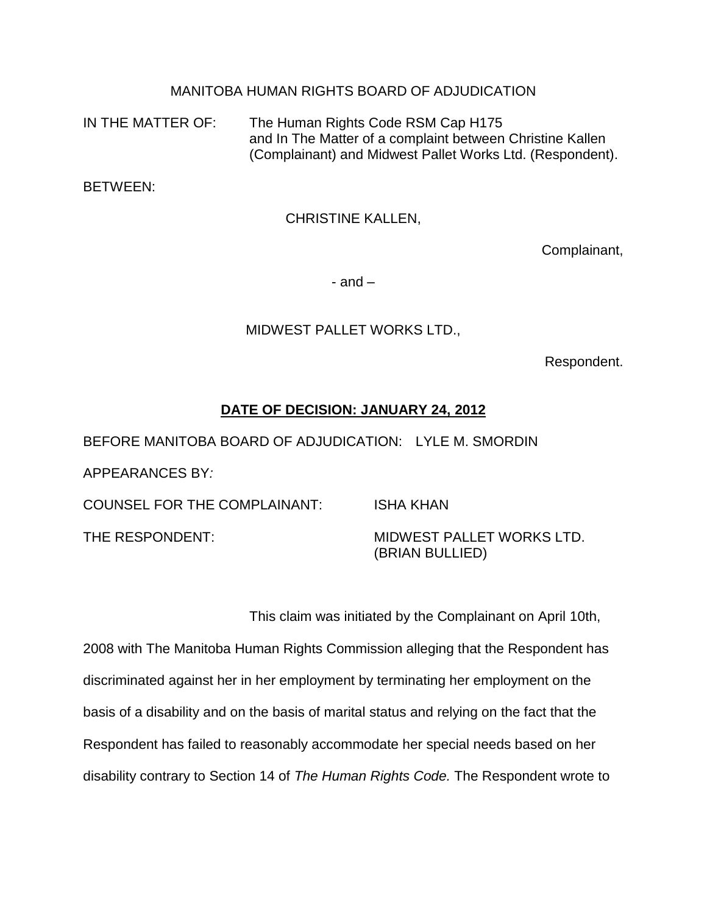MANITOBA HUMAN RIGHTS BOARD OF ADJUDICATION

IN THE MATTER OF: The Human Rights Code RSM Cap H175 and In The Matter of a complaint between Christine Kallen (Complainant) and Midwest Pallet Works Ltd. (Respondent).

BETWEEN:

CHRISTINE KALLEN,

Complainant,

- and –

MIDWEST PALLET WORKS LTD.,

Respondent.

**DATE OF DECISION: JANUARY 24, 2012**

BEFORE MANITOBA BOARD OF ADJUDICATION: LYLE M. SMORDIN

APPEARANCES BY*:*

COUNSEL FOR THE COMPLAINANT: ISHA KHAN

THE RESPONDENT: MIDWEST PALLET WORKS LTD. (BRIAN BULLIED)

This claim was initiated by the Complainant on April 10th, 2008 with The Manitoba Human Rights Commission alleging that the Respondent has discriminated against her in her employment by terminating her employment on the basis of a disability and on the basis of marital status and relying on the fact that the Respondent has failed to reasonably accommodate her special needs based on her disability contrary to Section 14 of *The Human Rights Code.* The Respondent wrote to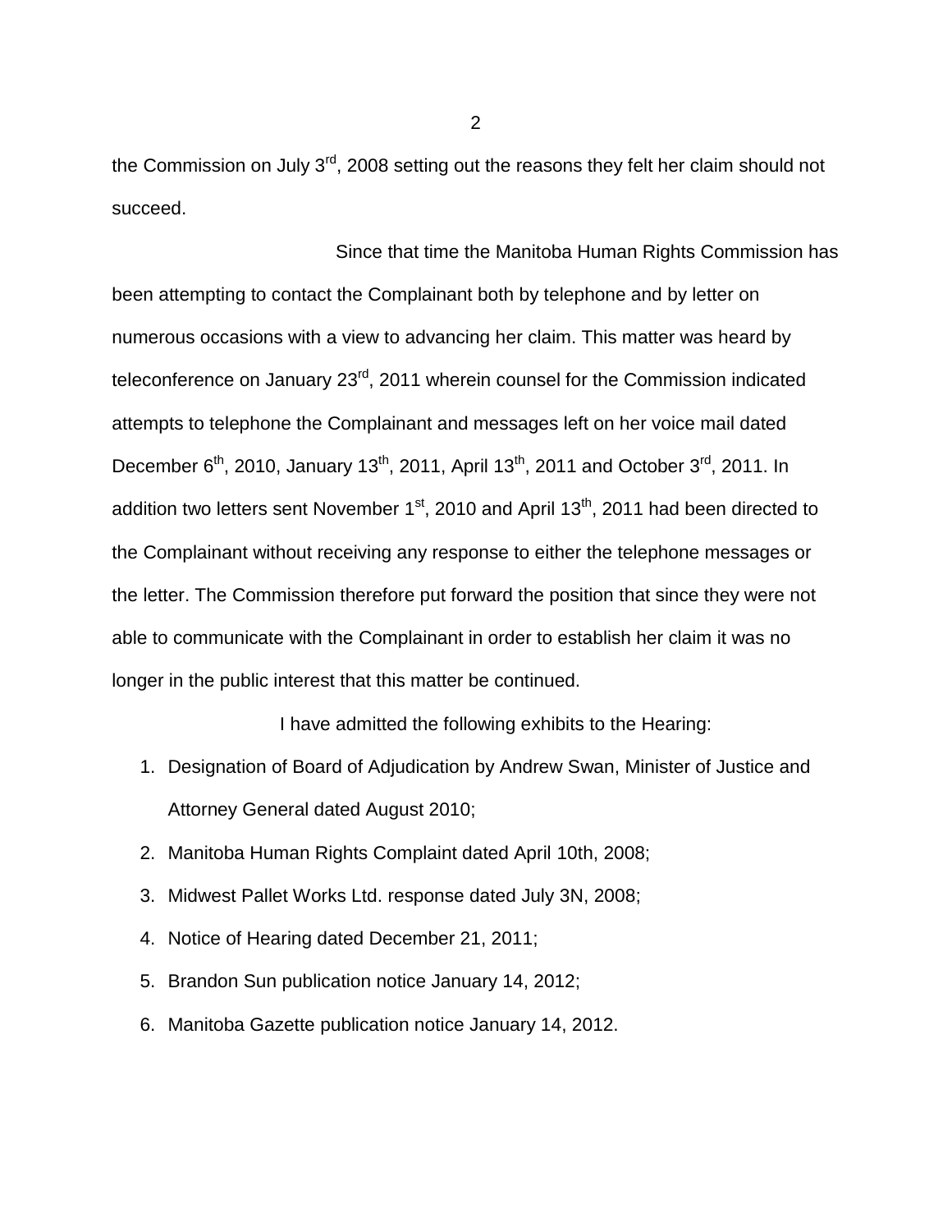the Commission on July 3rd, 2008 setting out the reasons they felt her claim should not succeed.

Since that time the Manitoba Human Rights Commission has been attempting to contact the Complainant both by telephone and by letter on numerous occasions with a view to advancing her claim. This matter was heard by teleconference on January 23rd, 2011 wherein counsel for the Commission indicated attempts to telephone the Complainant and messages left on her voice mail dated December 6th, 2010, January 13th, 2011, April 13th, 2011 and October 3rd, 2011. In addition two letters sent November 1st, 2010 and April 13th, 2011 had been directed to the Complainant without receiving any response to either the telephone messages or the letter. The Commission therefore put forward the position that since they were not able to communicate with the Complainant in order to establish her claim it was no longer in the public interest that this matter be continued.

I have admitted the following exhibits to the Hearing:

1. Designation of Board of Adjudication by Andrew Swan, Minister of Justice and Attorney General dated August 2010;
2. Manitoba Human Rights Complaint dated April 10th, 2008;
3. Midwest Pallet Works Ltd. response dated July 3N, 2008;
4. Notice of Hearing dated December 21, 2011;
5. Brandon Sun publication notice January 14, 2012;
6. Manitoba Gazette publication notice January 14, 2012.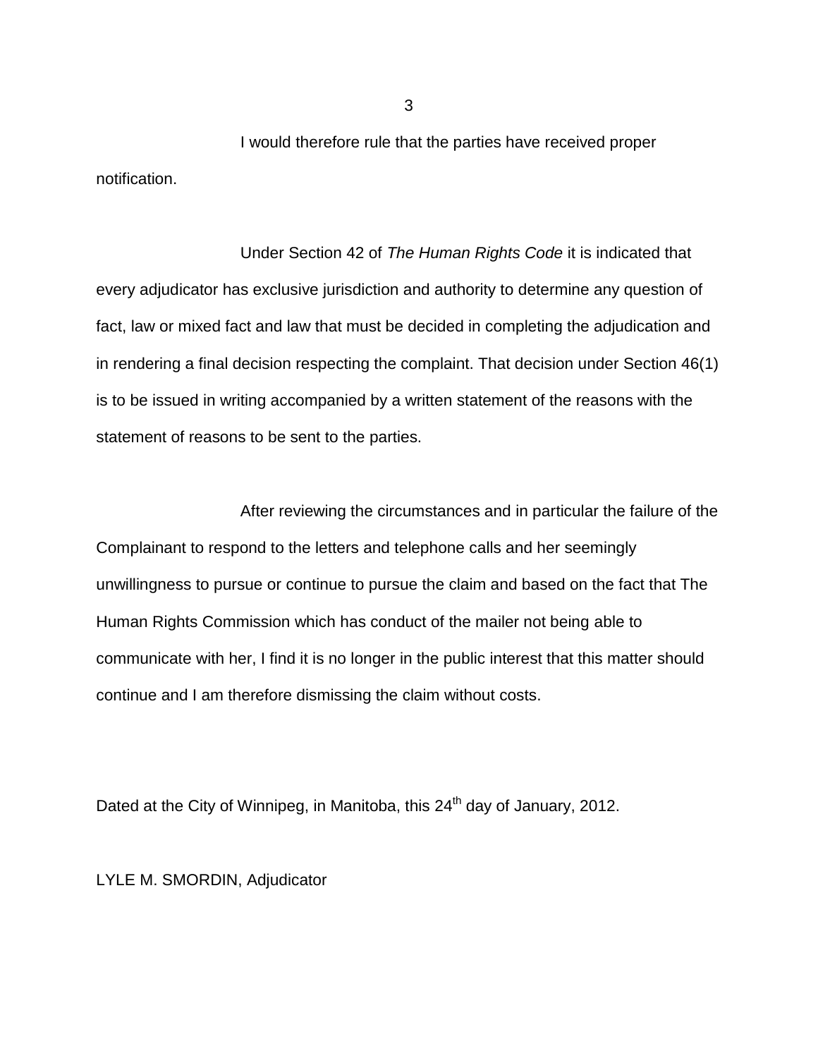I would therefore rule that the parties have received proper notification.

Under Section 42 of *The Human Rights Code* it is indicated that every adjudicator has exclusive jurisdiction and authority to determine any question of fact, law or mixed fact and law that must be decided in completing the adjudication and in rendering a final decision respecting the complaint. That decision under Section 46(1) is to be issued in writing accompanied by a written statement of the reasons with the statement of reasons to be sent to the parties.

After reviewing the circumstances and in particular the failure of the Complainant to respond to the letters and telephone calls and her seemingly unwillingness to pursue or continue to pursue the claim and based on the fact that The Human Rights Commission which has conduct of the mailer not being able to communicate with her, I find it is no longer in the public interest that this matter should continue and I am therefore dismissing the claim without costs.

Dated at the City of Winnipeg, in Manitoba, this 24th day of January, 2012.

LYLE M. SMORDIN, Adjudicator